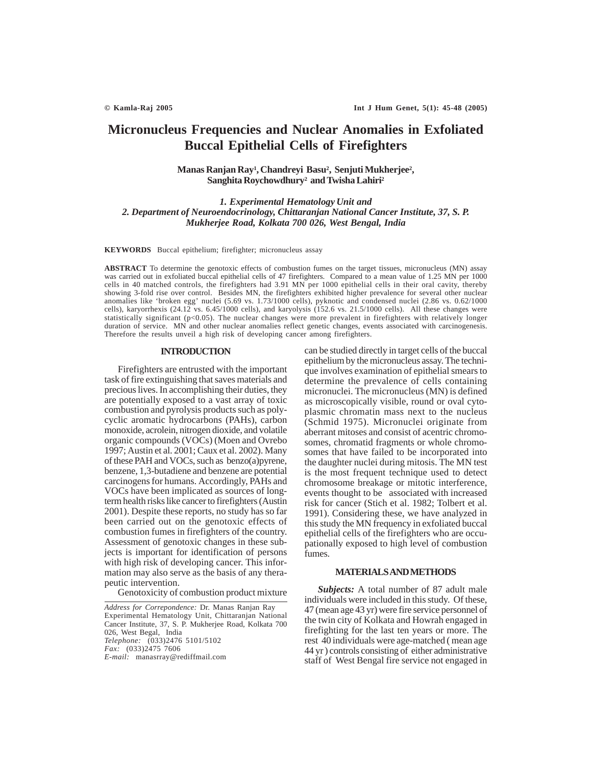# Micronucleus Frequencies and Nuclear Anomalies in Exfoliated Buccal Epithelial Cells of Firefighters

**Manas Ranjan Ray[1], Chandreyi Basu[2], Senjuti Mukherjee[2], Sanghita Roychowdhury[2] and Twisha Lahiri[2]**

*1. Experimental Hematology Unit and*
*2. Department of Neuroendocrinology, Chittaranjan National Cancer Institute, 37, S. P. Mukherjee Road, Kolkata 700 026, West Bengal, India*

**KEYWORDS** Buccal epithelium; firefighter; micronucleus assay

**ABSTRACT** To determine the genotoxic effects of combustion fumes on the target tissues, micronucleus (MN) assay was carried out in exfoliated buccal epithelial cells of 47 firefighters. Compared to a mean value of 1.25 MN per 1000 cells in 40 matched controls, the firefighters had 3.91 MN per 1000 epithelial cells in their oral cavity, thereby showing 3-fold rise over control. Besides MN, the firefighters exhibited higher prevalence for several other nuclear anomalies like 'broken egg' nuclei (5.69 vs. 1.73/1000 cells), pyknotic and condensed nuclei (2.86 vs. 0.62/1000 cells), karyorrhexis (24.12 vs. 6.45/1000 cells), and karyolysis (152.6 vs. 21.5/1000 cells). All these changes were statistically significant ($p<0.05$). The nuclear changes were more prevalent in firefighters with relatively longer duration of service. MN and other nuclear anomalies reflect genetic changes, events associated with carcinogenesis. Therefore the results unveil a high risk of developing cancer among firefighters.

## INTRODUCTION

Firefighters are entrusted with the important task of fire extinguishing that saves materials and precious lives. In accomplishing their duties, they are potentially exposed to a vast array of toxic combustion and pyrolysis products such as polycyclic aromatic hydrocarbons (PAHs), carbon monoxide, acrolein, nitrogen dioxide, and volatile organic compounds (VOCs) (Moen and Ovrebo 1997; Austin et al. 2001; Caux et al. 2002). Many of these PAH and VOCs, such as benzo(a)pyrene, benzene, 1,3-butadiene and benzene are potential carcinogens for humans. Accordingly, PAHs and VOCs have been implicated as sources of long-term health risks like cancer to firefighters (Austin 2001). Despite these reports, no study has so far been carried out on the genotoxic effects of combustion fumes in firefighters of the country. Assessment of genotoxic changes in these subjects is important for identification of persons with high risk of developing cancer. This information may also serve as the basis of any therapeutic intervention.

Genotoxicity of combustion product mixture can be studied directly in target cells of the buccal epithelium by the micronucleus assay. The technique involves examination of epithelial smears to determine the prevalence of cells containing micronuclei. The micronucleus (MN) is defined as microscopically visible, round or oval cytoplasmic chromatin mass next to the nucleus (Schmid 1975). Micronuclei originate from aberrant mitoses and consist of acentric chromosomes, chromatid fragments or whole chromosomes that have failed to be incorporated into the daughter nuclei during mitosis. The MN test is the most frequent technique used to detect chromosome breakage or mitotic interference, events thought to be associated with increased risk for cancer (Stich et al. 1982; Tolbert et al. 1991). Considering these, we have analyzed in this study the MN frequency in exfoliated buccal epithelial cells of the firefighters who are occupationally exposed to high level of combustion fumes.

## MATERIALS AND METHODS

***Subjects:*** A total number of 87 adult male individuals were included in this study. Of these, 47 (mean age 43 yr) were fire service personnel of the twin city of Kolkata and Howrah engaged in firefighting for the last ten years or more. The rest 40 individuals were age-matched ( mean age 44 yr ) controls consisting of either administrative staff of West Bengal fire service not engaged in

---

*Address for Correpondence:* Dr. Manas Ranjan Ray Experimental Hematology Unit, Chittaranjan National Cancer Institute, 37, S. P. Mukherjee Road, Kolkata 700 026, West Begal, India
*Telephone:* (033)2476 5101/5102
*Fax:* (033)2475 7606
*E-mail:* manasrray@rediffmail.com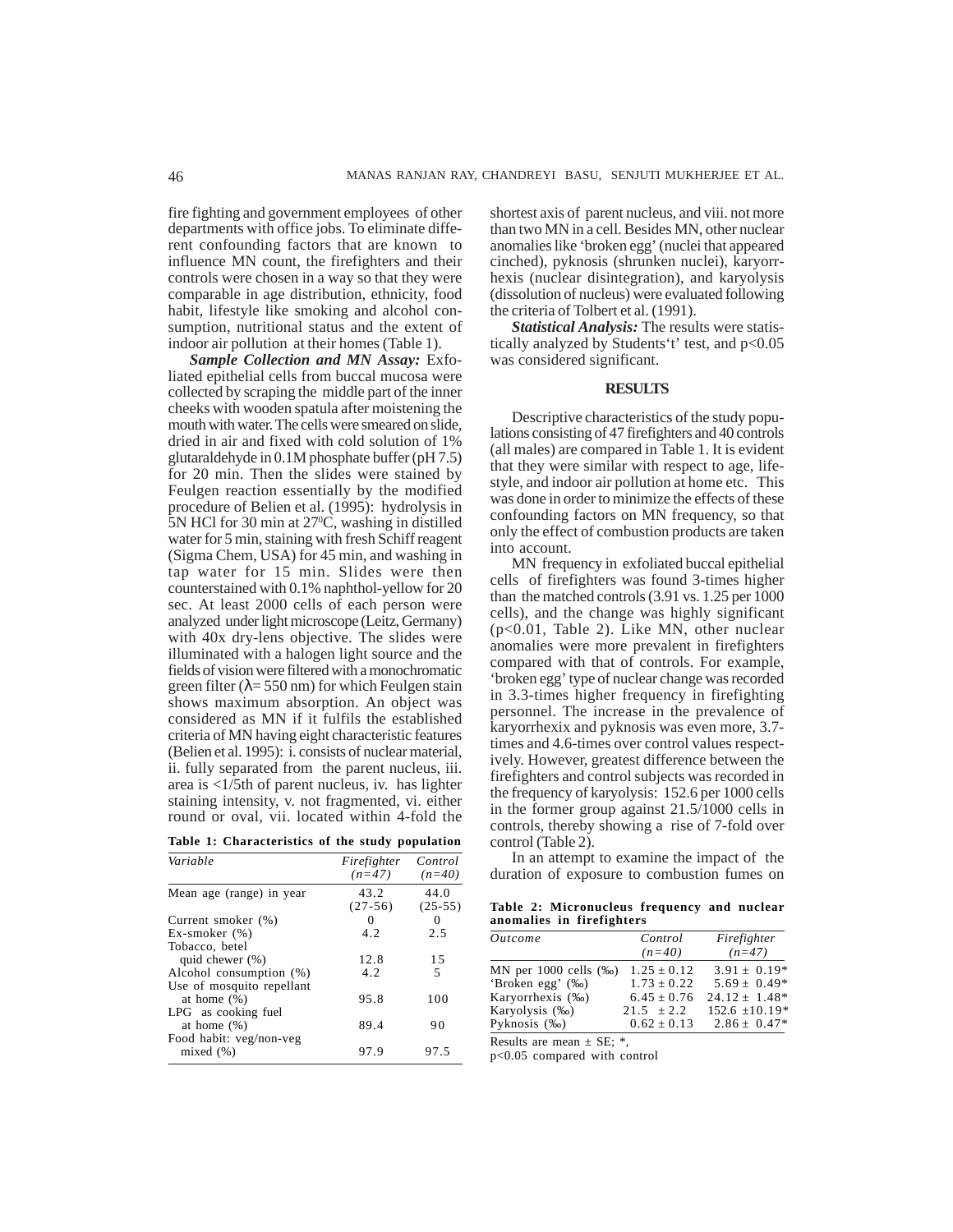fire fighting and government employees of other departments with office jobs. To eliminate different confounding factors that are known to influence MN count, the firefighters and their controls were chosen in a way so that they were comparable in age distribution, ethnicity, food habit, lifestyle like smoking and alcohol consumption, nutritional status and the extent of indoor air pollution at their homes (Table 1).

***Sample Collection and MN Assay:*** Exfoliated epithelial cells from buccal mucosa were collected by scraping the middle part of the inner cheeks with wooden spatula after moistening the mouth with water. The cells were smeared on slide, dried in air and fixed with cold solution of 1% glutaraldehyde in 0.1M phosphate buffer (pH 7.5) for 20 min. Then the slides were stained by Feulgen reaction essentially by the modified procedure of Belien et al. (1995): hydrolysis in 5N HCl for 30 min at $27^0$C, washing in distilled water for 5 min, staining with fresh Schiff reagent (Sigma Chem, USA) for 45 min, and washing in tap water for 15 min. Slides were then counterstained with 0.1% naphthol-yellow for 20 sec. At least 2000 cells of each person were analyzed under light microscope (Leitz, Germany) with 40x dry-lens objective. The slides were illuminated with a halogen light source and the fields of vision were filtered with a monochromatic green filter ($\lambda$= 550 nm) for which Feulgen stain shows maximum absorption. An object was considered as MN if it fulfils the established criteria of MN having eight characteristic features (Belien et al. 1995): i. consists of nuclear material, ii. fully separated from the parent nucleus, iii. area is <1/5th of parent nucleus, iv. has lighter staining intensity, v. not fragmented, vi. either round or oval, vii. located within 4-fold the shortest axis of parent nucleus, and viii. not more than two MN in a cell. Besides MN, other nuclear anomalies like 'broken egg' (nuclei that appeared cinched), pyknosis (shrunken nuclei), karyorrhexis (nuclear disintegration), and karyolysis (dissolution of nucleus) were evaluated following the criteria of Tolbert et al. (1991).

**Table 1: Characteristics of the study population**

| *Variable* | *Firefighter (n=47)* | *Control (n=40)* |
|---|---|---|
| Mean age (range) in year | 43.2 (27-56) | 44.0 (25-55) |
| Current smoker (%) | 0 | 0 |
| Ex-smoker (%) | 4.2 | 2.5 |
| Tobacco, betel quid chewer (%) | 12.8 | 15 |
| Alcohol consumption (%) | 4.2 | 5 |
| Use of mosquito repellant at home (%) | 95.8 | 100 |
| LPG as cooking fuel at home (%) | 89.4 | 90 |
| Food habit: veg/non-veg mixed (%) | 97.9 | 97.5 |

***Statistical Analysis:*** The results were statistically analyzed by Students't' test, and $p<0.05$ was considered significant.

## RESULTS

Descriptive characteristics of the study populations consisting of 47 firefighters and 40 controls (all males) are compared in Table 1. It is evident that they were similar with respect to age, lifestyle, and indoor air pollution at home etc. This was done in order to minimize the effects of these confounding factors on MN frequency, so that only the effect of combustion products are taken into account.

MN frequency in exfoliated buccal epithelial cells of firefighters was found 3-times higher than the matched controls (3.91 vs. 1.25 per 1000 cells), and the change was highly significant ($p<0.01$, Table 2). Like MN, other nuclear anomalies were more prevalent in firefighters compared with that of controls. For example, 'broken egg' type of nuclear change was recorded in 3.3-times higher frequency in firefighting personnel. The increase in the prevalence of karyorrhexix and pyknosis was even more, 3.7-times and 4.6-times over control values respectively. However, greatest difference between the firefighters and control subjects was recorded in the frequency of karyolysis: 152.6 per 1000 cells in the former group against 21.5/1000 cells in controls, thereby showing a rise of 7-fold over control (Table 2).

In an attempt to examine the impact of the duration of exposure to combustion fumes on

**Table 2: Micronucleus frequency and nuclear anomalies in firefighters**

| *Outcome* | *Control (n=40)* | *Firefighter (n=47)* |
|---|---|---|
| MN per 1000 cells (‰) | 1.25 ± 0.12 | 3.91 ± 0.19* |
| 'Broken egg' (‰) | 1.73 ± 0.22 | 5.69 ± 0.49* |
| Karyorrhexis (‰) | 6.45 ± 0.76 | 24.12 ± 1.48* |
| Karyolysis (‰) | 21.5 ± 2.2 | 152.6 ±10.19* |
| Pyknosis (‰) | 0.62 ± 0.13 | 2.86 ± 0.47* |

Results are mean ± SE; *, $p<0.05$ compared with control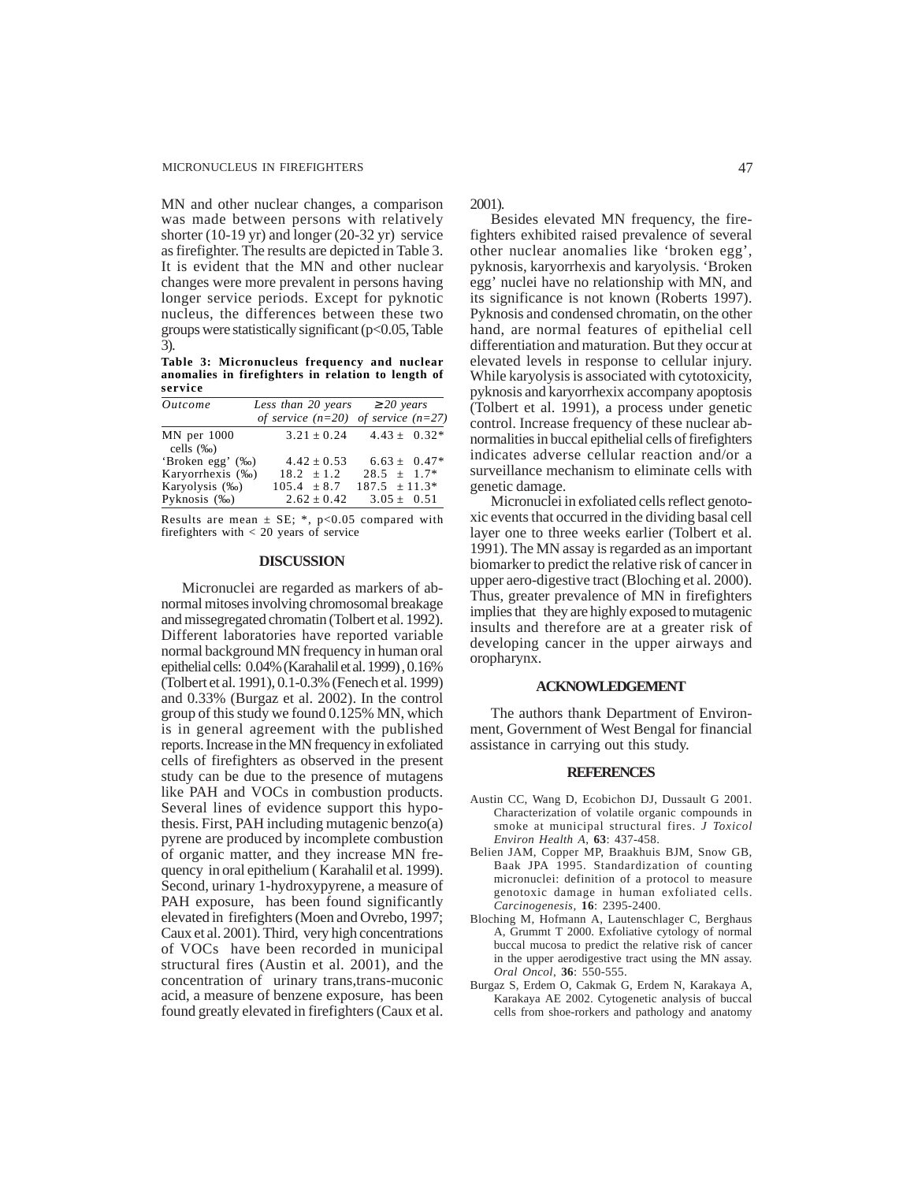MN and other nuclear changes, a comparison was made between persons with relatively shorter (10-19 yr) and longer (20-32 yr) service as firefighter. The results are depicted in Table 3. It is evident that the MN and other nuclear changes were more prevalent in persons having longer service periods. Except for pyknotic nucleus, the differences between these two groups were statistically significant ($p<0.05$, Table 3).

**Table 3: Micronucleus frequency and nuclear anomalies in firefighters in relation to length of service**

| *Outcome* | *Less than 20 years of service (n=20)* | *≥ 20 years of service (n=27)* |
|---|---|---|
| MN per 1000 cells (‰) | 3.21 ± 0.24 | 4.43 ± 0.32* |
| 'Broken egg' (‰) | 4.42 ± 0.53 | 6.63 ± 0.47* |
| Karyorrhexis (‰) | 18.2 ± 1.2 | 28.5 ± 1.7* |
| Karyolysis (‰) | 105.4 ± 8.7 | 187.5 ± 11.3* |
| Pyknosis (‰) | 2.62 ± 0.42 | 3.05 ± 0.51 |

Results are mean ± SE; *, $p<0.05$ compared with firefighters with < 20 years of service

## DISCUSSION

Micronuclei are regarded as markers of abnormal mitoses involving chromosomal breakage and missegregated chromatin (Tolbert et al. 1992). Different laboratories have reported variable normal background MN frequency in human oral epithelial cells: 0.04% (Karahalil et al. 1999) , 0.16% (Tolbert et al. 1991), 0.1-0.3% (Fenech et al. 1999) and 0.33% (Burgaz et al. 2002). In the control group of this study we found 0.125% MN, which is in general agreement with the published reports. Increase in the MN frequency in exfoliated cells of firefighters as observed in the present study can be due to the presence of mutagens like PAH and VOCs in combustion products. Several lines of evidence support this hypothesis. First, PAH including mutagenic benzo(a) pyrene are produced by incomplete combustion of organic matter, and they increase MN frequency in oral epithelium ( Karahalil et al. 1999). Second, urinary 1-hydroxypyrene, a measure of PAH exposure, has been found significantly elevated in firefighters (Moen and Ovrebo, 1997; Caux et al. 2001). Third, very high concentrations of VOCs have been recorded in municipal structural fires (Austin et al. 2001), and the concentration of urinary trans,trans-muconic acid, a measure of benzene exposure, has been found greatly elevated in firefighters (Caux et al. 2001).

Besides elevated MN frequency, the firefighters exhibited raised prevalence of several other nuclear anomalies like 'broken egg', pyknosis, karyorrhexis and karyolysis. 'Broken egg' nuclei have no relationship with MN, and its significance is not known (Roberts 1997). Pyknosis and condensed chromatin, on the other hand, are normal features of epithelial cell differentiation and maturation. But they occur at elevated levels in response to cellular injury. While karyolysis is associated with cytotoxicity, pyknosis and karyorrhexix accompany apoptosis (Tolbert et al. 1991), a process under genetic control. Increase frequency of these nuclear abnormalities in buccal epithelial cells of firefighters indicates adverse cellular reaction and/or a surveillance mechanism to eliminate cells with genetic damage.

Micronuclei in exfoliated cells reflect genotoxic events that occurred in the dividing basal cell layer one to three weeks earlier (Tolbert et al. 1991). The MN assay is regarded as an important biomarker to predict the relative risk of cancer in upper aero-digestive tract (Bloching et al. 2000). Thus, greater prevalence of MN in firefighters implies that they are highly exposed to mutagenic insults and therefore are at a greater risk of developing cancer in the upper airways and oropharynx.

## ACKNOWLEDGEMENT

The authors thank Department of Environment, Government of West Bengal for financial assistance in carrying out this study.

## REFERENCES

- Austin CC, Wang D, Ecobichon DJ, Dussault G 2001. Characterization of volatile organic compounds in smoke at municipal structural fires. *J Toxicol Environ Health A*, **63**: 437-458.
- Belien JAM, Copper MP, Braakhuis BJM, Snow GB, Baak JPA 1995. Standardization of counting micronuclei: definition of a protocol to measure genotoxic damage in human exfoliated cells. *Carcinogenesis*, **16**: 2395-2400.
- Bloching M, Hofmann A, Lautenschlager C, Berghaus A, Grummt T 2000. Exfoliative cytology of normal buccal mucosa to predict the relative risk of cancer in the upper aerodigestive tract using the MN assay. *Oral Oncol*, **36**: 550-555.
- Burgaz S, Erdem O, Cakmak G, Erdem N, Karakaya A, Karakaya AE 2002. Cytogenetic analysis of buccal cells from shoe-rorkers and pathology and anatomy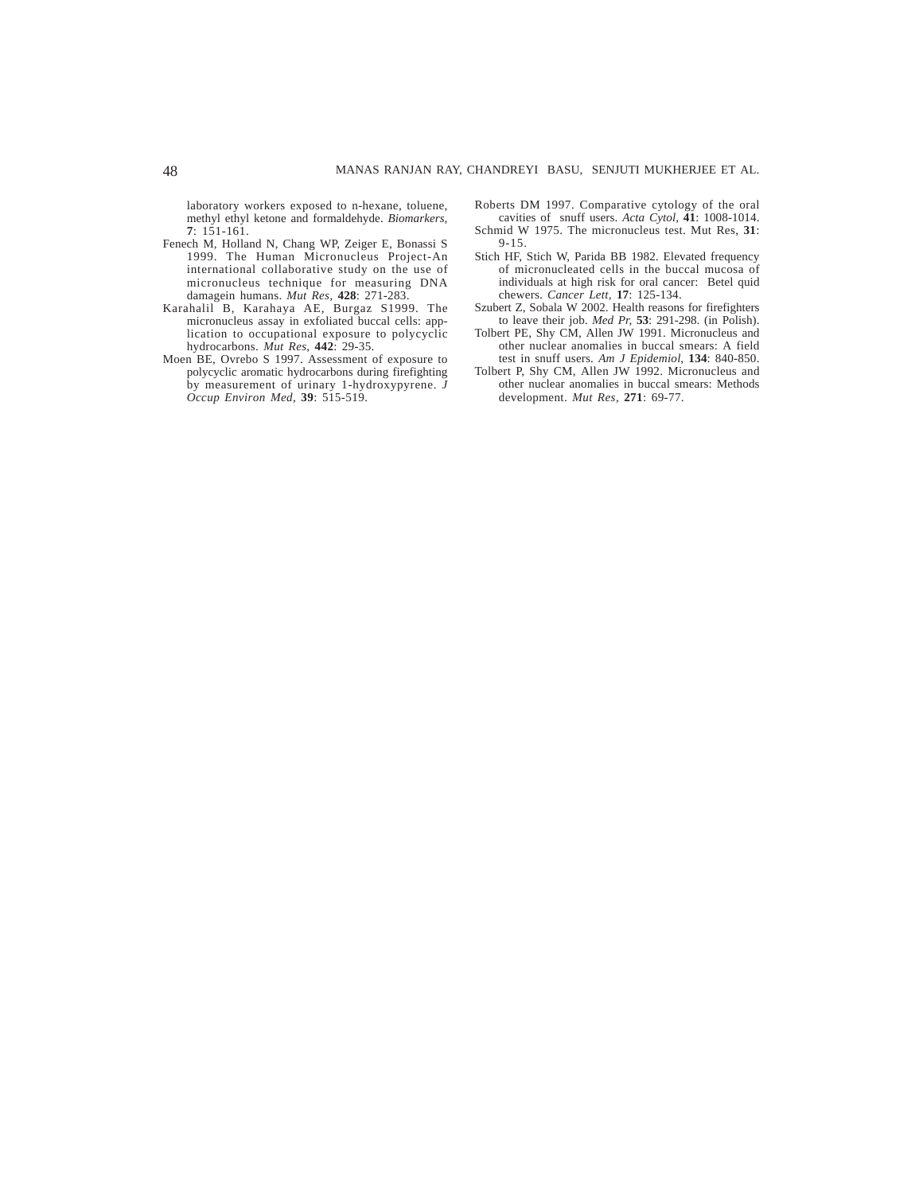laboratory workers exposed to n-hexane, toluene, methyl ethyl ketone and formaldehyde. *Biomarkers,* **7**: 151-161.

Fenech M, Holland N, Chang WP, Zeiger E, Bonassi S 1999. The Human Micronucleus Project-An international collaborative study on the use of micronucleus technique for measuring DNA damagein humans. *Mut Res,* **428**: 271-283.

Karahalil B, Karahaya AE, Burgaz S1999. The micronucleus assay in exfoliated buccal cells: application to occupational exposure to polycyclic hydrocarbons. *Mut Res,* **442**: 29-35.

Moen BE, Ovrebo S 1997. Assessment of exposure to polycyclic aromatic hydrocarbons during firefighting by measurement of urinary 1-hydroxypyrene. *J Occup Environ Med,* **39**: 515-519.

Roberts DM 1997. Comparative cytology of the oral cavities of snuff users. *Acta Cytol,* **41**: 1008-1014.

Schmid W 1975. The micronucleus test. Mut Res, **31**: 9-15.

Stich HF, Stich W, Parida BB 1982. Elevated frequency of micronucleated cells in the buccal mucosa of individuals at high risk for oral cancer: Betel quid chewers. *Cancer Lett,* **17**: 125-134.

Szubert Z, Sobala W 2002. Health reasons for firefighters to leave their job. *Med Pr,* **53**: 291-298. (in Polish).

Tolbert PE, Shy CM, Allen JW 1991. Micronucleus and other nuclear anomalies in buccal smears: A field test in snuff users. *Am J Epidemiol,* **134**: 840-850.

Tolbert P, Shy CM, Allen JW 1992. Micronucleus and other nuclear anomalies in buccal smears: Methods development. *Mut Res,* **271**: 69-77.